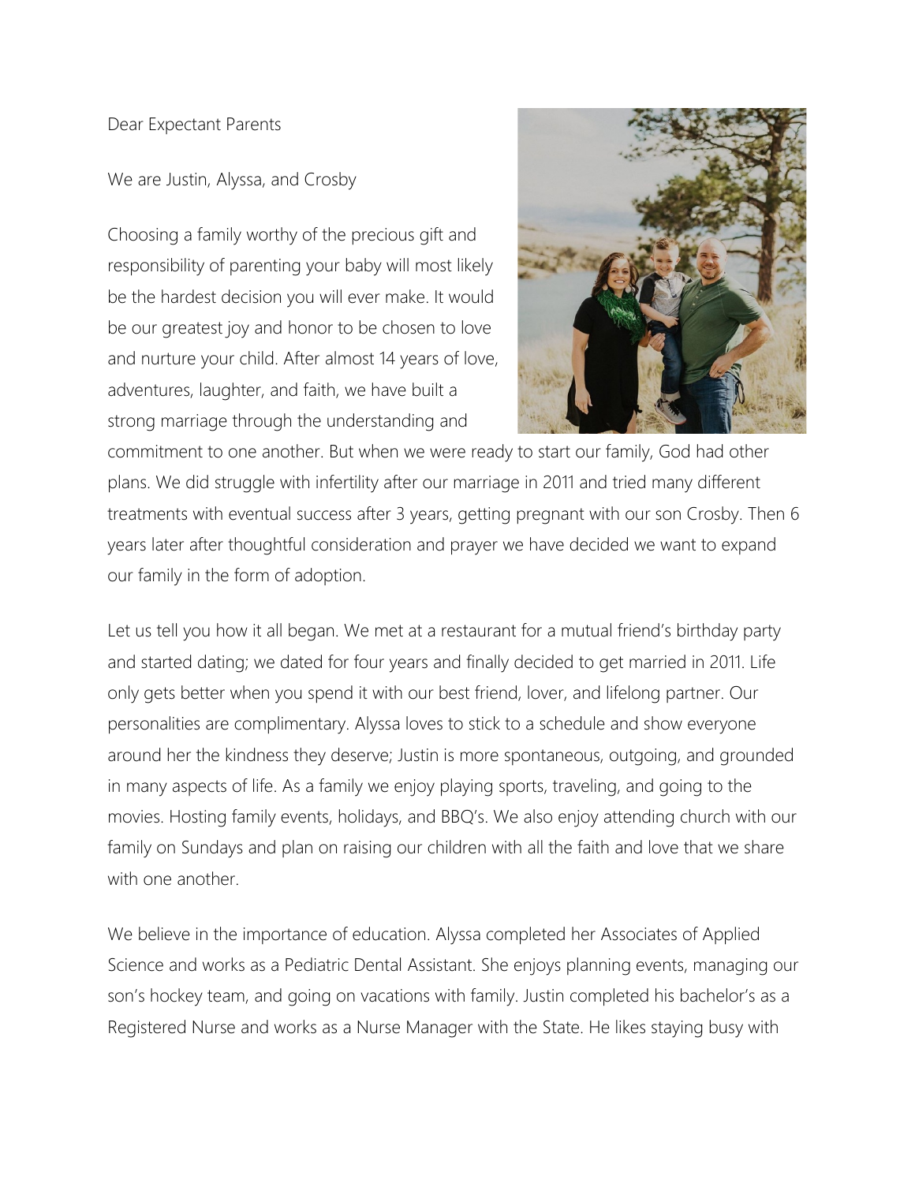Dear Expectant Parents

We are Justin, Alyssa, and Crosby

Choosing a family worthy of the precious gift and responsibility of parenting your baby will most likely be the hardest decision you will ever make. It would be our greatest joy and honor to be chosen to love and nurture your child. After almost 14 years of love, adventures, laughter, and faith, we have built a strong marriage through the understanding and commitment to one another. But when we were ready to start our family, God had other plans. We did struggle with infertility after our marriage in 2011 and tried many different treatments with eventual success after 3 years, getting pregnant with our son Crosby. Then 6 years later after thoughtful consideration and prayer we have decided we want to expand our family in the form of adoption.

Let us tell you how it all began. We met at a restaurant for a mutual friend's birthday party and started dating; we dated for four years and finally decided to get married in 2011. Life only gets better when you spend it with our best friend, lover, and lifelong partner. Our personalities are complimentary. Alyssa loves to stick to a schedule and show everyone around her the kindness they deserve; Justin is more spontaneous, outgoing, and grounded in many aspects of life. As a family we enjoy playing sports, traveling, and going to the movies. Hosting family events, holidays, and BBQ's. We also enjoy attending church with our family on Sundays and plan on raising our children with all the faith and love that we share with one another.

We believe in the importance of education. Alyssa completed her Associates of Applied Science and works as a Pediatric Dental Assistant. She enjoys planning events, managing our son's hockey team, and going on vacations with family. Justin completed his bachelor's as a Registered Nurse and works as a Nurse Manager with the State. He likes staying busy with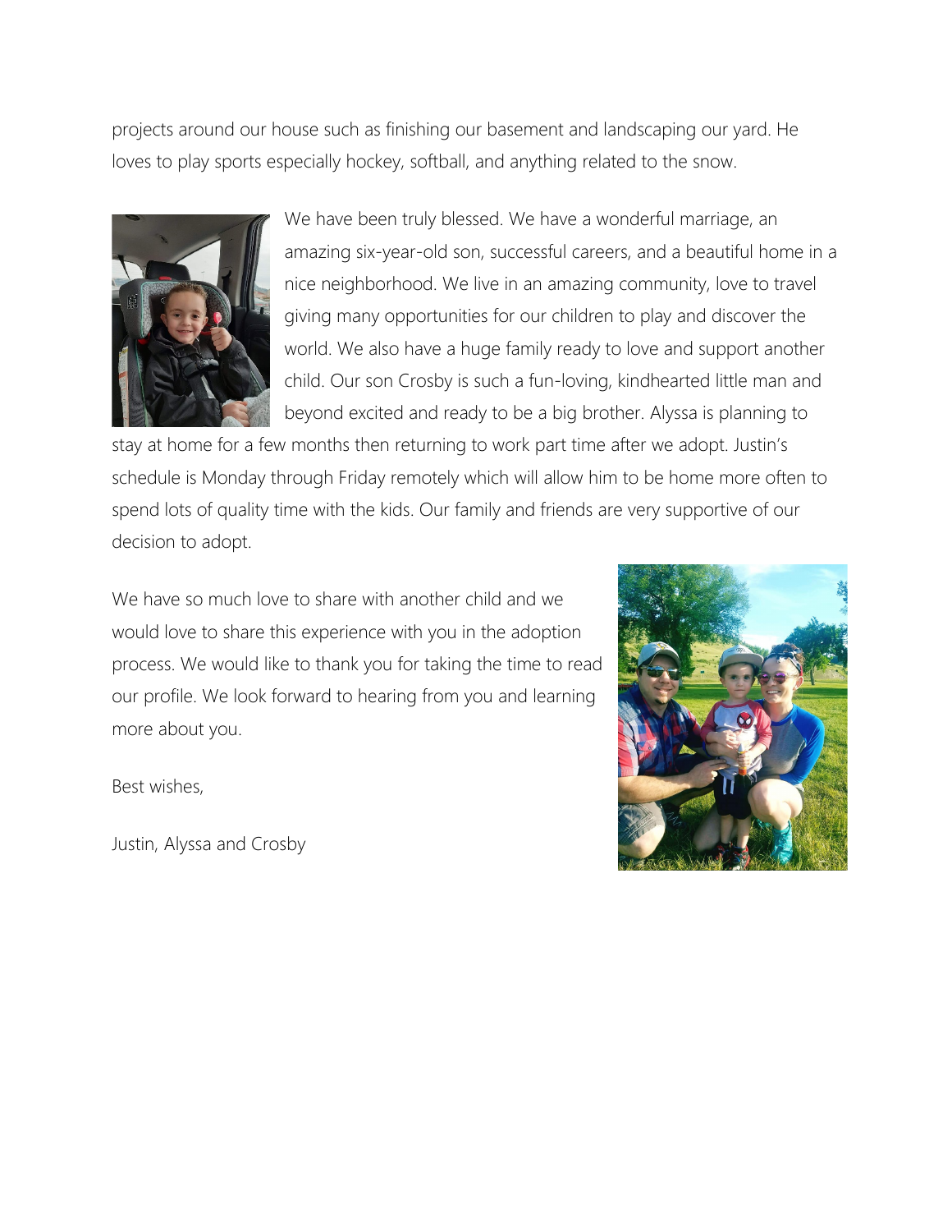projects around our house such as finishing our basement and landscaping our yard. He loves to play sports especially hockey, softball, and anything related to the snow.

We have been truly blessed. We have a wonderful marriage, an amazing six-year-old son, successful careers, and a beautiful home in a nice neighborhood. We live in an amazing community, love to travel giving many opportunities for our children to play and discover the world. We also have a huge family ready to love and support another child. Our son Crosby is such a fun-loving, kindhearted little man and beyond excited and ready to be a big brother. Alyssa is planning to stay at home for a few months then returning to work part time after we adopt. Justin's schedule is Monday through Friday remotely which will allow him to be home more often to spend lots of quality time with the kids. Our family and friends are very supportive of our decision to adopt.

We have so much love to share with another child and we would love to share this experience with you in the adoption process. We would like to thank you for taking the time to read our profile. We look forward to hearing from you and learning more about you.

Best wishes,

Justin, Alyssa and Crosby